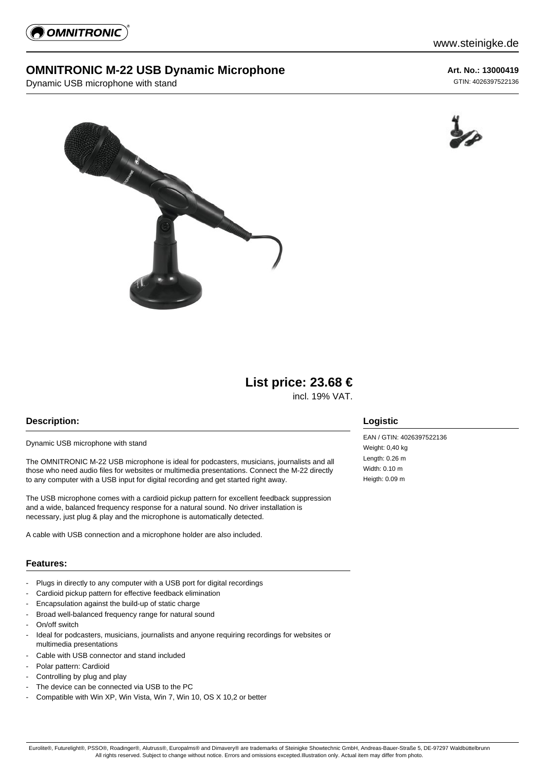www.steinigke.de

# OMNITRONIC M-22 USB Dynamic Microphone

Dynamic USB microphone with stand

**Art. No.: 13000419**

GTIN: 4026397522136

## List price: 23.68 €

incl. 19% VAT.

### Description:

Dynamic USB microphone with stand

The OMNITRONIC M-22 USB microphone is ideal for podcasters, musicians, journalists and all those who need audio files for websites or multimedia presentations. Connect the M-22 directly to any computer with a USB input for digital recording and get started right away.

The USB microphone comes with a cardioid pickup pattern for excellent feedback suppression and a wide, balanced frequency response for a natural sound. No driver installation is necessary, just plug & play and the microphone is automatically detected.

A cable with USB connection and a microphone holder are also included.

### Features:

- Plugs in directly to any computer with a USB port for digital recordings
- Cardioid pickup pattern for effective feedback elimination
- Encapsulation against the build-up of static charge
- Broad well-balanced frequency range for natural sound
- On/off switch
- Ideal for podcasters, musicians, journalists and anyone requiring recordings for websites or multimedia presentations
- Cable with USB connector and stand included
- Polar pattern: Cardioid
- Controlling by plug and play
- The device can be connected via USB to the PC
- Compatible with Win XP, Win Vista, Win 7, Win 10, OS X 10,2 or better

### Logistic

EAN / GTIN: 4026397522136
Weight: 0,40 kg
Length: 0.26 m
Width: 0.10 m
Heigth: 0.09 m

Eurolite®, Futurelight®, PSSO®, Roadinger®, Alutruss®, Europalms® and Dimavery® are trademarks of Steinigke Showtechnic GmbH, Andreas-Bauer-Straße 5, DE-97297 Waldbüttelbrunn
All rights reserved. Subject to change without notice. Errors and omissions excepted.Illustration only. Actual item may differ from photo.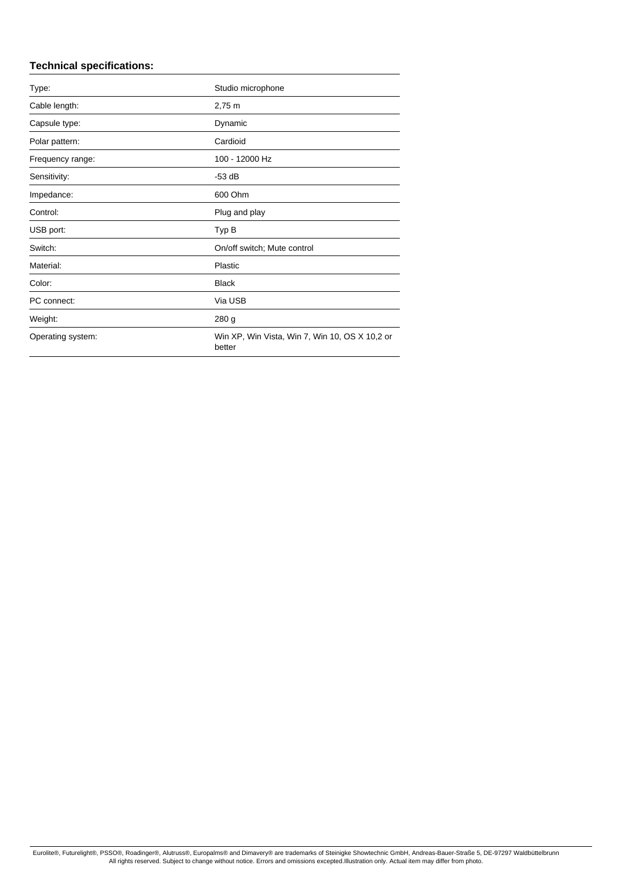### Technical specifications:

| | |
|---|---|
| Type: | Studio microphone |
| Cable length: | 2,75 m |
| Capsule type: | Dynamic |
| Polar pattern: | Cardioid |
| Frequency range: | 100 - 12000 Hz |
| Sensitivity: | -53 dB |
| Impedance: | 600 Ohm |
| Control: | Plug and play |
| USB port: | Typ B |
| Switch: | On/off switch; Mute control |
| Material: | Plastic |
| Color: | Black |
| PC connect: | Via USB |
| Weight: | 280 g |
| Operating system: | Win XP, Win Vista, Win 7, Win 10, OS X 10,2 or better |

Eurolite®, Futurelight®, PSSO®, Roadinger®, Alutruss®, Europalms® and Dimavery® are trademarks of Steinigke Showtechnic GmbH, Andreas-Bauer-Straße 5, DE-97297 Waldbüttelbrunn
All rights reserved. Subject to change without notice. Errors and omissions excepted.Illustration only. Actual item may differ from photo.